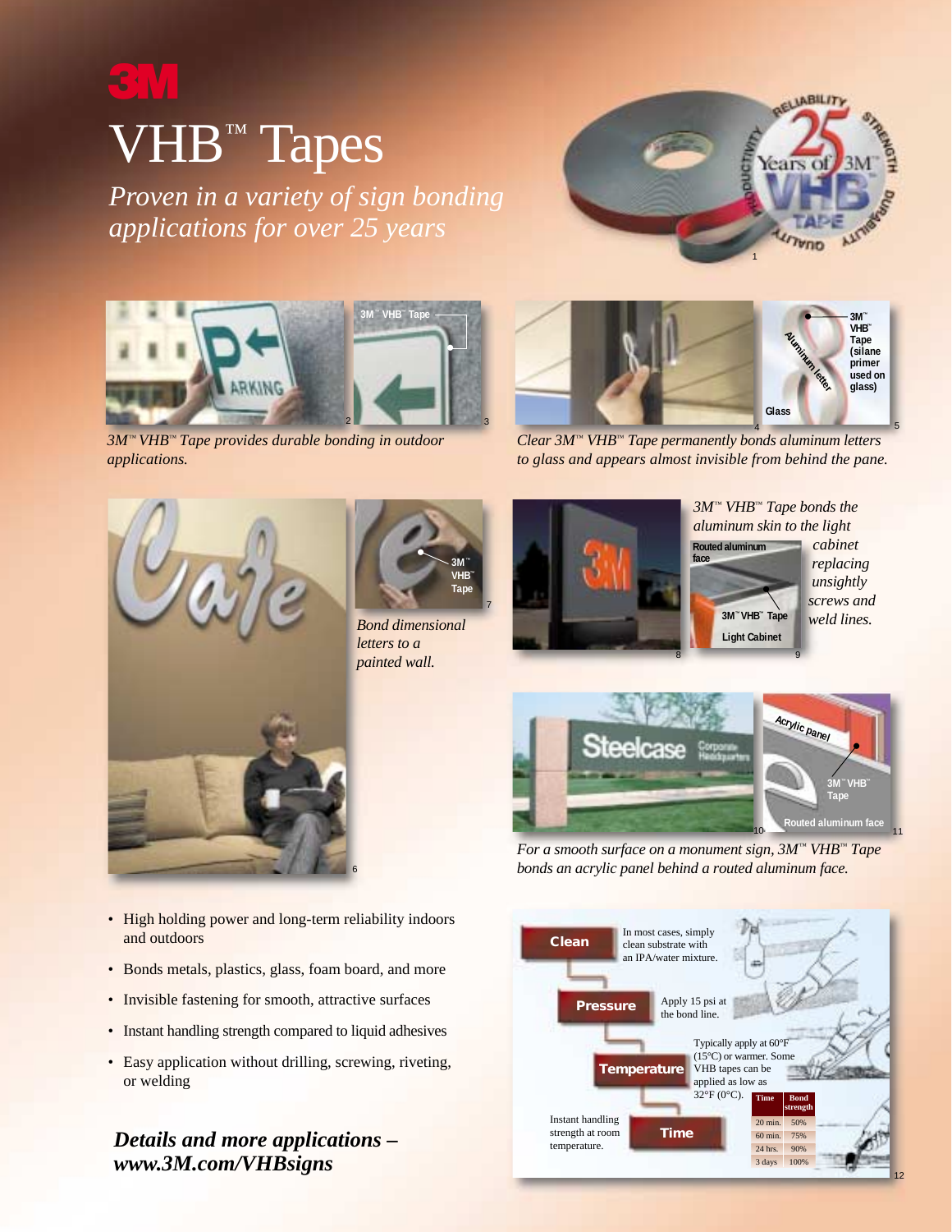# 3M

# VHB™ Tapes

*Proven in a variety of sign bonding applications for over 25 years*

*3M™ VHB™ Tape provides durable bonding in outdoor applications.*

*Clear 3M™ VHB™ Tape permanently bonds aluminum letters to glass and appears almost invisible from behind the pane.*

*Bond dimensional letters to a painted wall.*

*3M™ VHB™ Tape bonds the aluminum skin to the light cabinet replacing unsightly screws and weld lines.*

*For a smooth surface on a monument sign, 3M™ VHB™ Tape bonds an acrylic panel behind a routed aluminum face.*

- High holding power and long-term reliability indoors and outdoors
- Bonds metals, plastics, glass, foam board, and more
- Invisible fastening for smooth, attractive surfaces
- Instant handling strength compared to liquid adhesives
- Easy application without drilling, screwing, riveting, or welding

***Details and more applications – www.3M.com/VHBsigns***

**Clean** – In most cases, simply clean substrate with an IPA/water mixture.

**Pressure** – Apply 15 psi at the bond line.

**Temperature** – Typically apply at 60°F (15°C) or warmer. Some VHB tapes can be applied as low as 32°F (0°C).

**Time** – Instant handling strength at room temperature.

| Time | Bond strength |
|---|---|
| 20 min. | 50% |
| 60 min. | 75% |
| 24 hrs. | 90% |
| 3 days | 100% |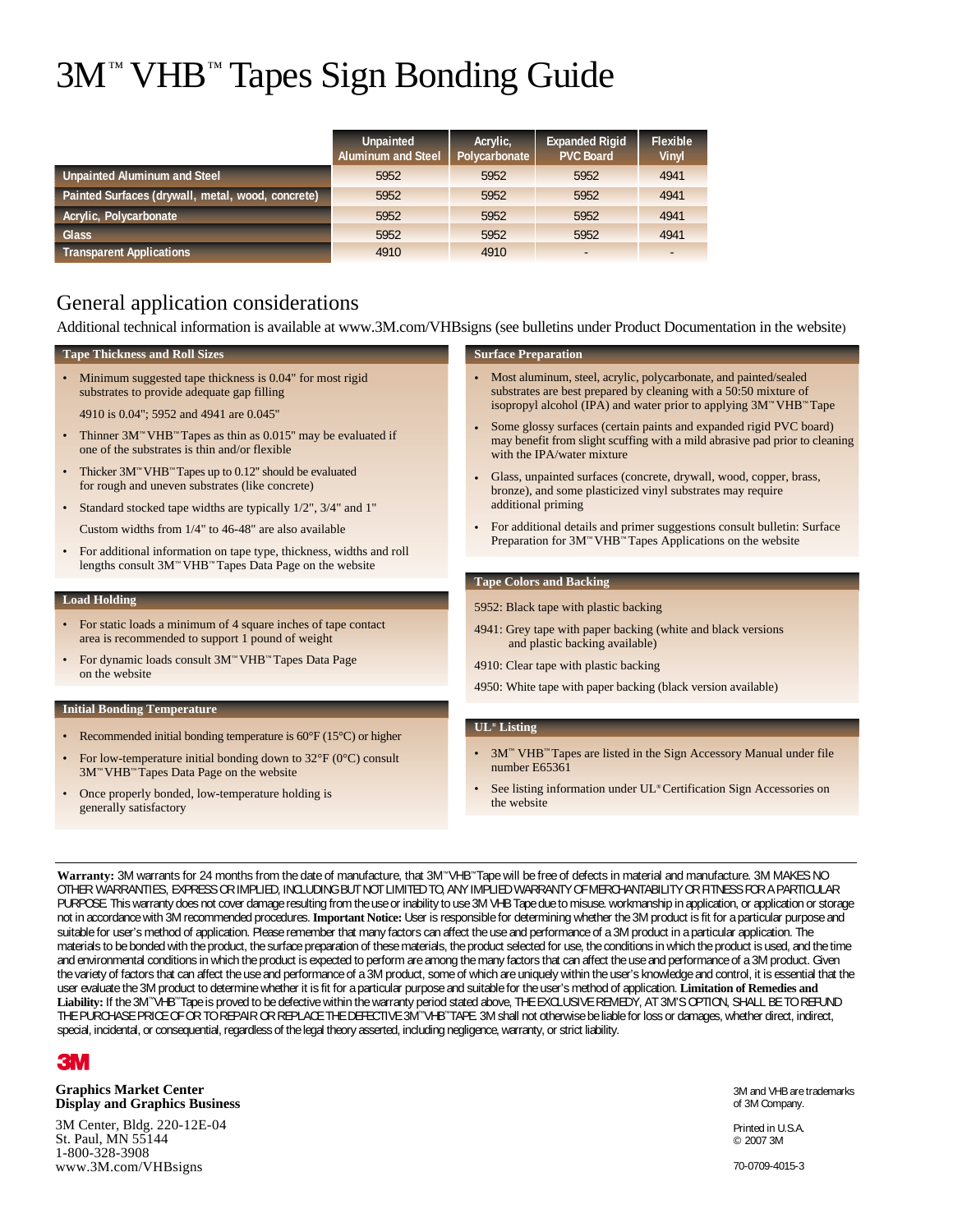# 3M™ VHB™ Tapes Sign Bonding Guide

| | Unpainted Aluminum and Steel | Acrylic, Polycarbonate | Expanded Rigid PVC Board | Flexible Vinyl |
|---|---|---|---|---|
| **Unpainted Aluminum and Steel** | 5952 | 5952 | 5952 | 4941 |
| **Painted Surfaces (drywall, metal, wood, concrete)** | 5952 | 5952 | 5952 | 4941 |
| **Acrylic, Polycarbonate** | 5952 | 5952 | 5952 | 4941 |
| **Glass** | 5952 | 5952 | 5952 | 4941 |
| **Transparent Applications** | 4910 | 4910 | - | - |

## General application considerations

Additional technical information is available at www.3M.com/VHBsigns (see bulletins under Product Documentation in the website)

### Tape Thickness and Roll Sizes

- Minimum suggested tape thickness is 0.04" for most rigid substrates to provide adequate gap filling

  4910 is 0.04"; 5952 and 4941 are 0.045"
- Thinner 3M™ VHB™ Tapes as thin as 0.015" may be evaluated if one of the substrates is thin and/or flexible
- Thicker 3M™ VHB™ Tapes up to 0.12" should be evaluated for rough and uneven substrates (like concrete)
- Standard stocked tape widths are typically 1/2", 3/4" and 1"

  Custom widths from 1/4" to 46-48" are also available
- For additional information on tape type, thickness, widths and roll lengths consult 3M™ VHB™ Tapes Data Page on the website

### Load Holding

- For static loads a minimum of 4 square inches of tape contact area is recommended to support 1 pound of weight
- For dynamic loads consult 3M™ VHB™ Tapes Data Page on the website

### Initial Bonding Temperature

- Recommended initial bonding temperature is 60°F (15°C) or higher
- For low-temperature initial bonding down to 32°F (0°C) consult 3M™ VHB™ Tapes Data Page on the website
- Once properly bonded, low-temperature holding is generally satisfactory

### Surface Preparation

- Most aluminum, steel, acrylic, polycarbonate, and painted/sealed substrates are best prepared by cleaning with a 50:50 mixture of isopropyl alcohol (IPA) and water prior to applying 3M™ VHB™ Tape
- Some glossy surfaces (certain paints and expanded rigid PVC board) may benefit from slight scuffing with a mild abrasive pad prior to cleaning with the IPA/water mixture
- Glass, unpainted surfaces (concrete, drywall, wood, copper, brass, bronze), and some plasticized vinyl substrates may require additional priming
- For additional details and primer suggestions consult bulletin: Surface Preparation for 3M™ VHB™ Tapes Applications on the website

### Tape Colors and Backing

5952: Black tape with plastic backing

4941: Grey tape with paper backing (white and black versions and plastic backing available)

4910: Clear tape with plastic backing

4950: White tape with paper backing (black version available)

### UL® Listing

- 3M™ VHB™ Tapes are listed in the Sign Accessory Manual under file number E65361
- See listing information under UL® Certification Sign Accessories on the website

---

**Warranty:** 3M warrants for 24 months from the date of manufacture, that 3M™ VHB™ Tape will be free of defects in material and manufacture. 3M MAKES NO OTHER WARRANTIES, EXPRESS OR IMPLIED, INCLUDING BUT NOT LIMITED TO, ANY IMPLIED WARRANTY OF MERCHANTABILITY OR FITNESS FOR A PARTICULAR PURPOSE. This warranty does not cover damage resulting from the use or inability to use 3M VHB Tape due to misuse. workmanship in application, or application or storage not in accordance with 3M recommended procedures. **Important Notice:** User is responsible for determining whether the 3M product is fit for a particular purpose and suitable for user's method of application. Please remember that many factors can affect the use and performance of a 3M product in a particular application. The materials to be bonded with the product, the surface preparation of these materials, the product selected for use, the conditions in which the product is used, and the time and environmental conditions in which the product is expected to perform are among the many factors that can affect the use and performance of a 3M product. Given the variety of factors that can affect the use and performance of a 3M product, some of which are uniquely within the user's knowledge and control, it is essential that the user evaluate the 3M product to determine whether it is fit for a particular purpose and suitable for the user's method of application. **Limitation of Remedies and Liability:** If the 3M™ VHB™ Tape is proved to be defective within the warranty period stated above, THE EXCLUSIVE REMEDY, AT 3M'S OPTION, SHALL BE TO REFUND THE PURCHASE PRICE OF OR TO REPAIR OR REPLACE THE DEFECTIVE 3M™ VHB™ TAPE. 3M shall not otherwise be liable for loss or damages, whether direct, indirect, special, incidental, or consequential, regardless of the legal theory asserted, including negligence, warranty, or strict liability.

3M

**Graphics Market Center**
**Display and Graphics Business**

3M Center, Bldg. 220-12E-04
St. Paul, MN 55144
1-800-328-3908
www.3M.com/VHBsigns

3M and VHB are trademarks of 3M Company.

Printed in U.S.A.
© 2007 3M

70-0709-4015-3